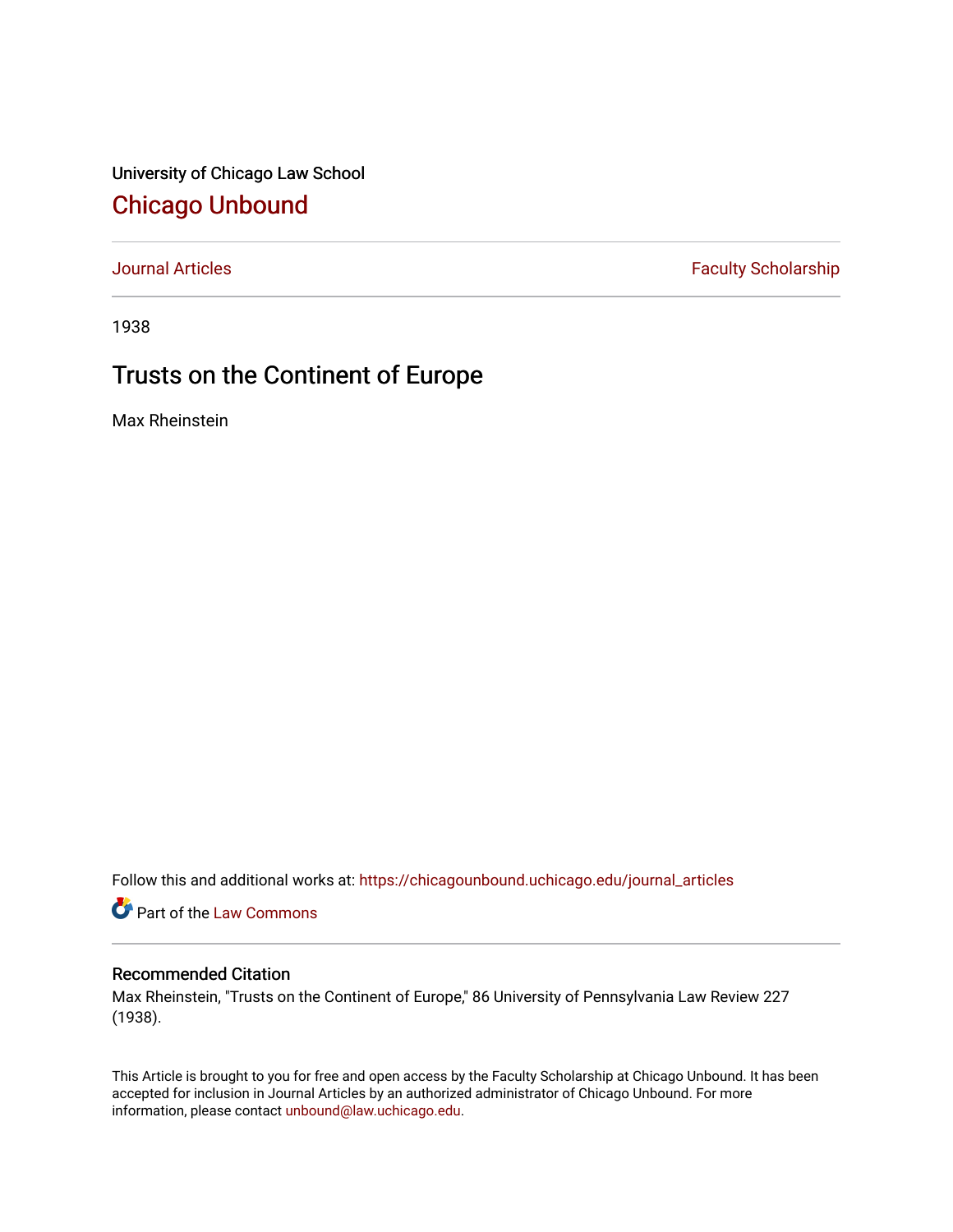University of Chicago Law School

# Chicago Unbound

Journal Articles | Faculty Scholarship

1938

## Trusts on the Continent of Europe

Max Rheinstein

Follow this and additional works at: https://chicagounbound.uchicago.edu/journal_articles

Part of the Law Commons

### Recommended Citation

Max Rheinstein, "Trusts on the Continent of Europe," 86 University of Pennsylvania Law Review 227 (1938).

This Article is brought to you for free and open access by the Faculty Scholarship at Chicago Unbound. It has been accepted for inclusion in Journal Articles by an authorized administrator of Chicago Unbound. For more information, please contact unbound@law.uchicago.edu.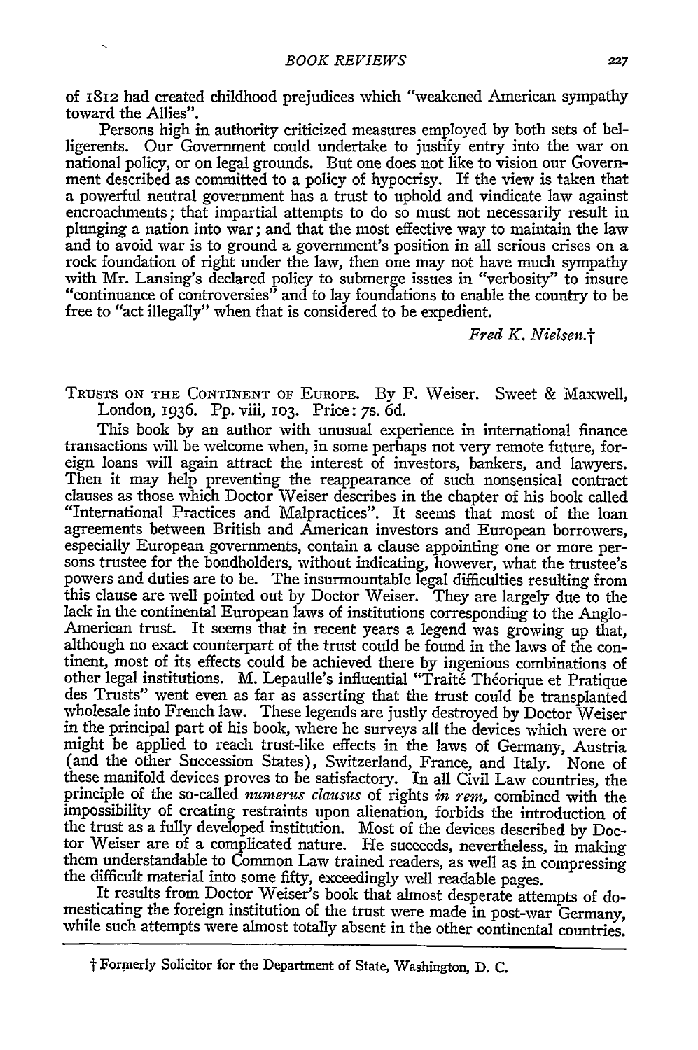of 1812 had created childhood prejudices which "weakened American sympathy toward the Allies".

Persons high in authority criticized measures employed by both sets of belligerents. Our Government could undertake to justify entry into the war on national policy, or on legal grounds. But one does not like to vision our Government described as committed to a policy of hypocrisy. If the view is taken that a powerful neutral government has a trust to uphold and vindicate law against encroachments; that impartial attempts to do so must not necessarily result in plunging a nation into war; and that the most effective way to maintain the law and to avoid war is to ground a government's position in all serious crises on a rock foundation of right under the law, then one may not have much sympathy with Mr. Lansing's declared policy to submerge issues in "verbosity" to insure "continuance of controversies" and to lay foundations to enable the country to be free to "act illegally" when that is considered to be expedient.

*Fred K. Nielsen.*†

TRUSTS ON THE CONTINENT OF EUROPE. By F. Weiser. Sweet & Maxwell, London, 1936. Pp. viii, 103. Price: 7s. 6d.

This book by an author with unusual experience in international finance transactions will be welcome when, in some perhaps not very remote future, foreign loans will again attract the interest of investors, bankers, and lawyers. Then it may help preventing the reappearance of such nonsensical contract clauses as those which Doctor Weiser describes in the chapter of his book called "International Practices and Malpractices". It seems that most of the loan agreements between British and American investors and European borrowers, especially European governments, contain a clause appointing one or more persons trustee for the bondholders, without indicating, however, what the trustee's powers and duties are to be. The insurmountable legal difficulties resulting from this clause are well pointed out by Doctor Weiser. They are largely due to the lack in the continental European laws of institutions corresponding to the Anglo-American trust. It seems that in recent years a legend was growing up that, although no exact counterpart of the trust could be found in the laws of the continent, most of its effects could be achieved there by ingenious combinations of other legal institutions. M. Lepaulle's influential "Traité Théorique et Pratique des Trusts" went even as far as asserting that the trust could be transplanted wholesale into French law. These legends are justly destroyed by Doctor Weiser in the principal part of his book, where he surveys all the devices which were or might be applied to reach trust-like effects in the laws of Germany, Austria (and the other Succession States), Switzerland, France, and Italy. None of these manifold devices proves to be satisfactory. In all Civil Law countries, the principle of the so-called *numerus clausus* of rights *in rem*, combined with the impossibility of creating restraints upon alienation, forbids the introduction of the trust as a fully developed institution. Most of the devices described by Doctor Weiser are of a complicated nature. He succeeds, nevertheless, in making them understandable to Common Law trained readers, as well as in compressing the difficult material into some fifty, exceedingly well readable pages.

It results from Doctor Weiser's book that almost desperate attempts of domesticating the foreign institution of the trust were made in post-war Germany, while such attempts were almost totally absent in the other continental countries.

† Formerly Solicitor for the Department of State, Washington, D. C.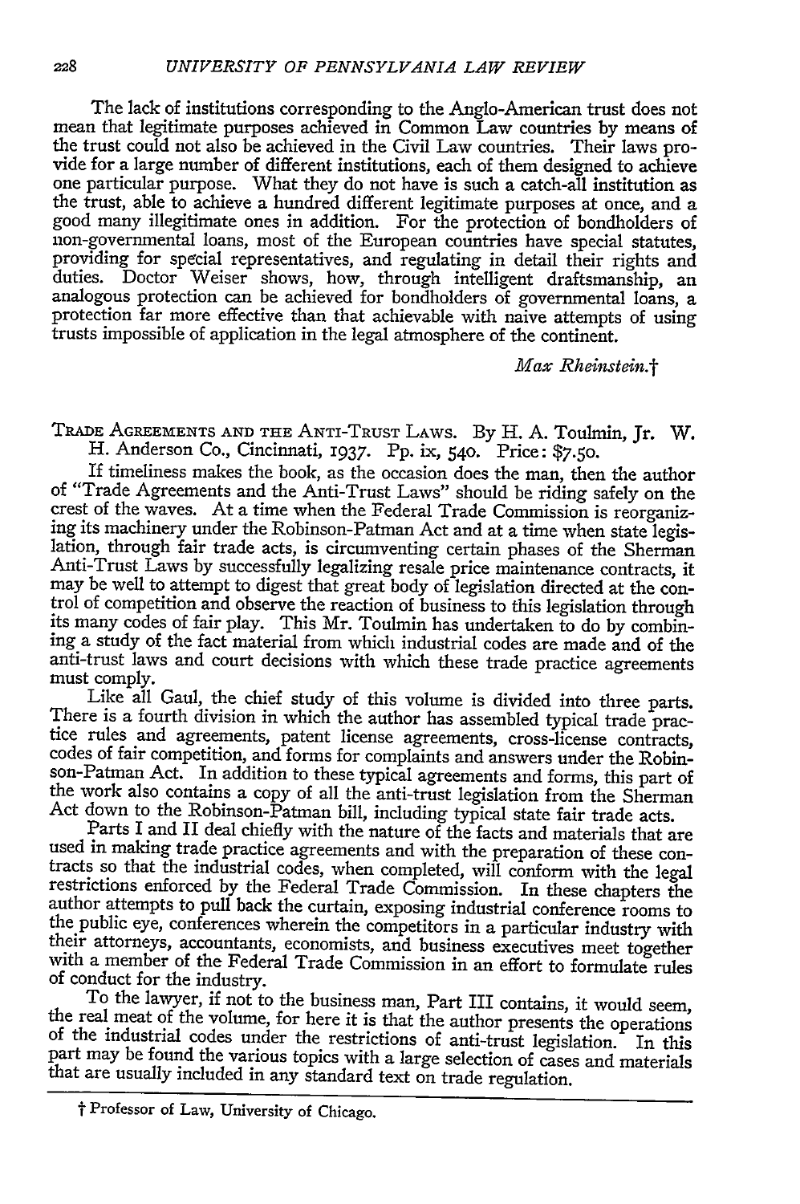The lack of institutions corresponding to the Anglo-American trust does not mean that legitimate purposes achieved in Common Law countries by means of the trust could not also be achieved in the Civil Law countries. Their laws provide for a large number of different institutions, each of them designed to achieve one particular purpose. What they do not have is such a catch-all institution as the trust, able to achieve a hundred different legitimate purposes at once, and a good many illegitimate ones in addition. For the protection of bondholders of non-governmental loans, most of the European countries have special statutes, providing for special representatives, and regulating in detail their rights and duties. Doctor Weiser shows, how, through intelligent draftsmanship, an analogous protection can be achieved for bondholders of governmental loans, a protection far more effective than that achievable with naive attempts of using trusts impossible of application in the legal atmosphere of the continent.

*Max Rheinstein.*†

TRADE AGREEMENTS AND THE ANTI-TRUST LAWS. By H. A. Toulmin, Jr. W. H. Anderson Co., Cincinnati, 1937. Pp. ix, 540. Price: $7.50.

If timeliness makes the book, as the occasion does the man, then the author of "Trade Agreements and the Anti-Trust Laws" should be riding safely on the crest of the waves. At a time when the Federal Trade Commission is reorganizing its machinery under the Robinson-Patman Act and at a time when state legislation, through fair trade acts, is circumventing certain phases of the Sherman Anti-Trust Laws by successfully legalizing resale price maintenance contracts, it may be well to attempt to digest that great body of legislation directed at the control of competition and observe the reaction of business to this legislation through its many codes of fair play. This Mr. Toulmin has undertaken to do by combining a study of the fact material from which industrial codes are made and of the anti-trust laws and court decisions with which these trade practice agreements must comply.

Like all Gaul, the chief study of this volume is divided into three parts. There is a fourth division in which the author has assembled typical trade practice rules and agreements, patent license agreements, cross-license contracts, codes of fair competition, and forms for complaints and answers under the Robinson-Patman Act. In addition to these typical agreements and forms, this part of the work also contains a copy of all the anti-trust legislation from the Sherman Act down to the Robinson-Patman bill, including typical state fair trade acts.

Parts I and II deal chiefly with the nature of the facts and materials that are used in making trade practice agreements and with the preparation of these contracts so that the industrial codes, when completed, will conform with the legal restrictions enforced by the Federal Trade Commission. In these chapters the author attempts to pull back the curtain, exposing industrial conference rooms to the public eye, conferences wherein the competitors in a particular industry with their attorneys, accountants, economists, and business executives meet together with a member of the Federal Trade Commission in an effort to formulate rules of conduct for the industry.

To the lawyer, if not to the business man, Part III contains, it would seem, the real meat of the volume, for here it is that the author presents the operations of the industrial codes under the restrictions of anti-trust legislation. In this part may be found the various topics with a large selection of cases and materials that are usually included in any standard text on trade regulation.

† Professor of Law, University of Chicago.